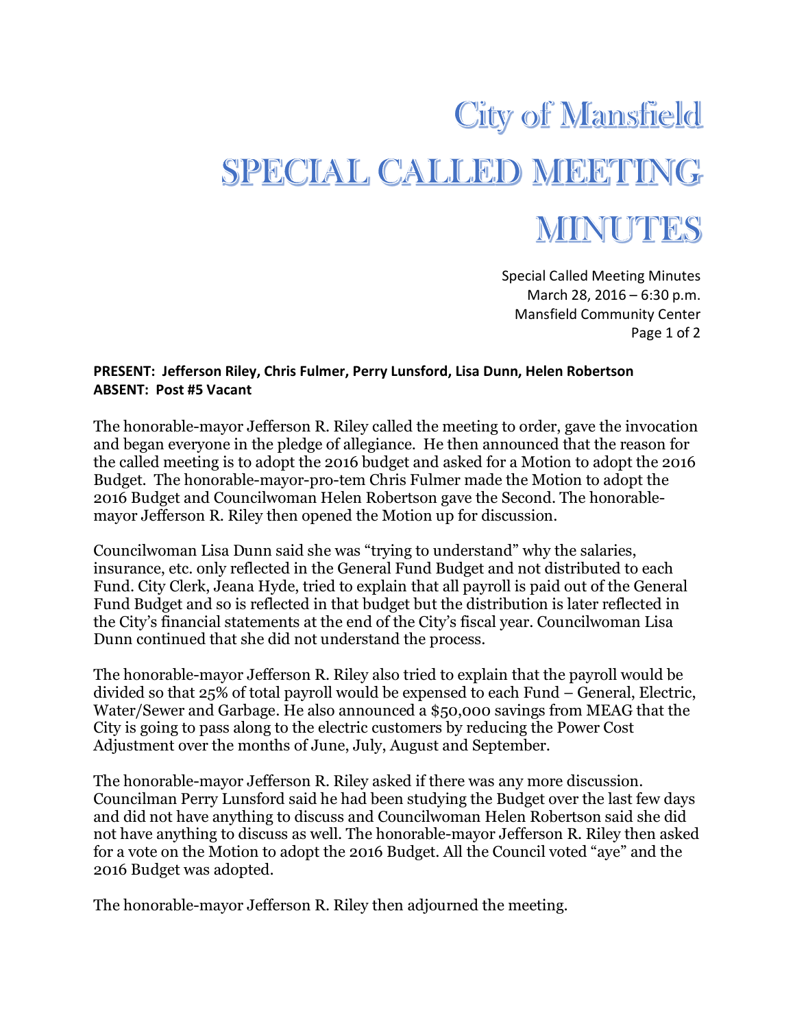# City of Mansfield

# SPECIAL CALLED MEETING MINUTES

Special Called Meeting Minutes
March 28, 2016 – 6:30 p.m.
Mansfield Community Center

**PRESENT: Jefferson Riley, Chris Fulmer, Perry Lunsford, Lisa Dunn, Helen Robertson**
**ABSENT: Post #5 Vacant**

The honorable-mayor Jefferson R. Riley called the meeting to order, gave the invocation and began everyone in the pledge of allegiance. He then announced that the reason for the called meeting is to adopt the 2016 budget and asked for a Motion to adopt the 2016 Budget. The honorable-mayor-pro-tem Chris Fulmer made the Motion to adopt the 2016 Budget and Councilwoman Helen Robertson gave the Second. The honorable-mayor Jefferson R. Riley then opened the Motion up for discussion.

Councilwoman Lisa Dunn said she was "trying to understand" why the salaries, insurance, etc. only reflected in the General Fund Budget and not distributed to each Fund. City Clerk, Jeana Hyde, tried to explain that all payroll is paid out of the General Fund Budget and so is reflected in that budget but the distribution is later reflected in the City's financial statements at the end of the City's fiscal year. Councilwoman Lisa Dunn continued that she did not understand the process.

The honorable-mayor Jefferson R. Riley also tried to explain that the payroll would be divided so that 25% of total payroll would be expensed to each Fund – General, Electric, Water/Sewer and Garbage. He also announced a $50,000 savings from MEAG that the City is going to pass along to the electric customers by reducing the Power Cost Adjustment over the months of June, July, August and September.

The honorable-mayor Jefferson R. Riley asked if there was any more discussion. Councilman Perry Lunsford said he had been studying the Budget over the last few days and did not have anything to discuss and Councilwoman Helen Robertson said she did not have anything to discuss as well. The honorable-mayor Jefferson R. Riley then asked for a vote on the Motion to adopt the 2016 Budget. All the Council voted "aye" and the 2016 Budget was adopted.

The honorable-mayor Jefferson R. Riley then adjourned the meeting.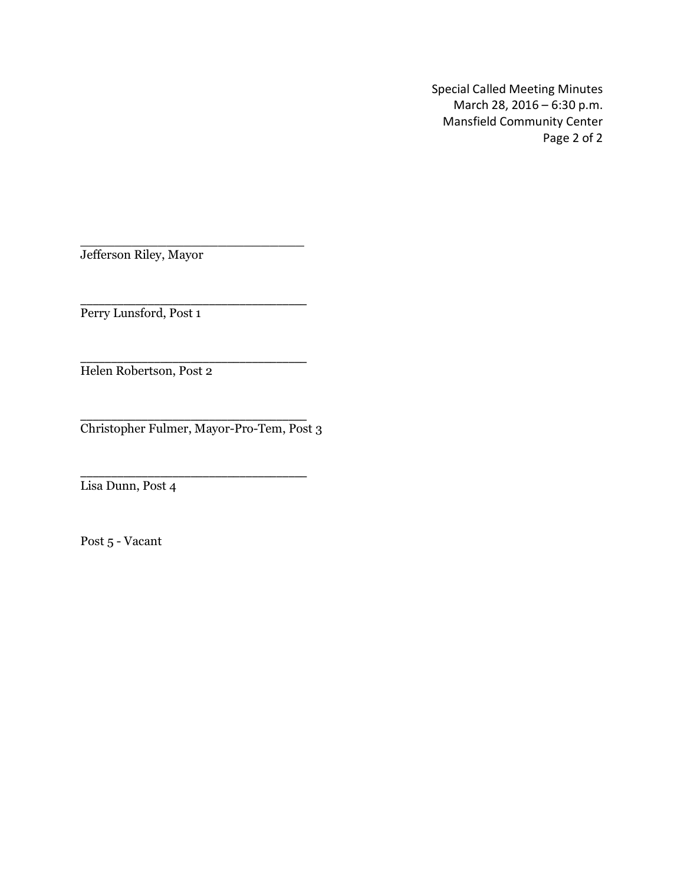______________________________
Jefferson Riley, Mayor

______________________________
Perry Lunsford, Post 1

______________________________
Helen Robertson, Post 2

______________________________
Christopher Fulmer, Mayor-Pro-Tem, Post 3

______________________________
Lisa Dunn, Post 4

Post 5 - Vacant